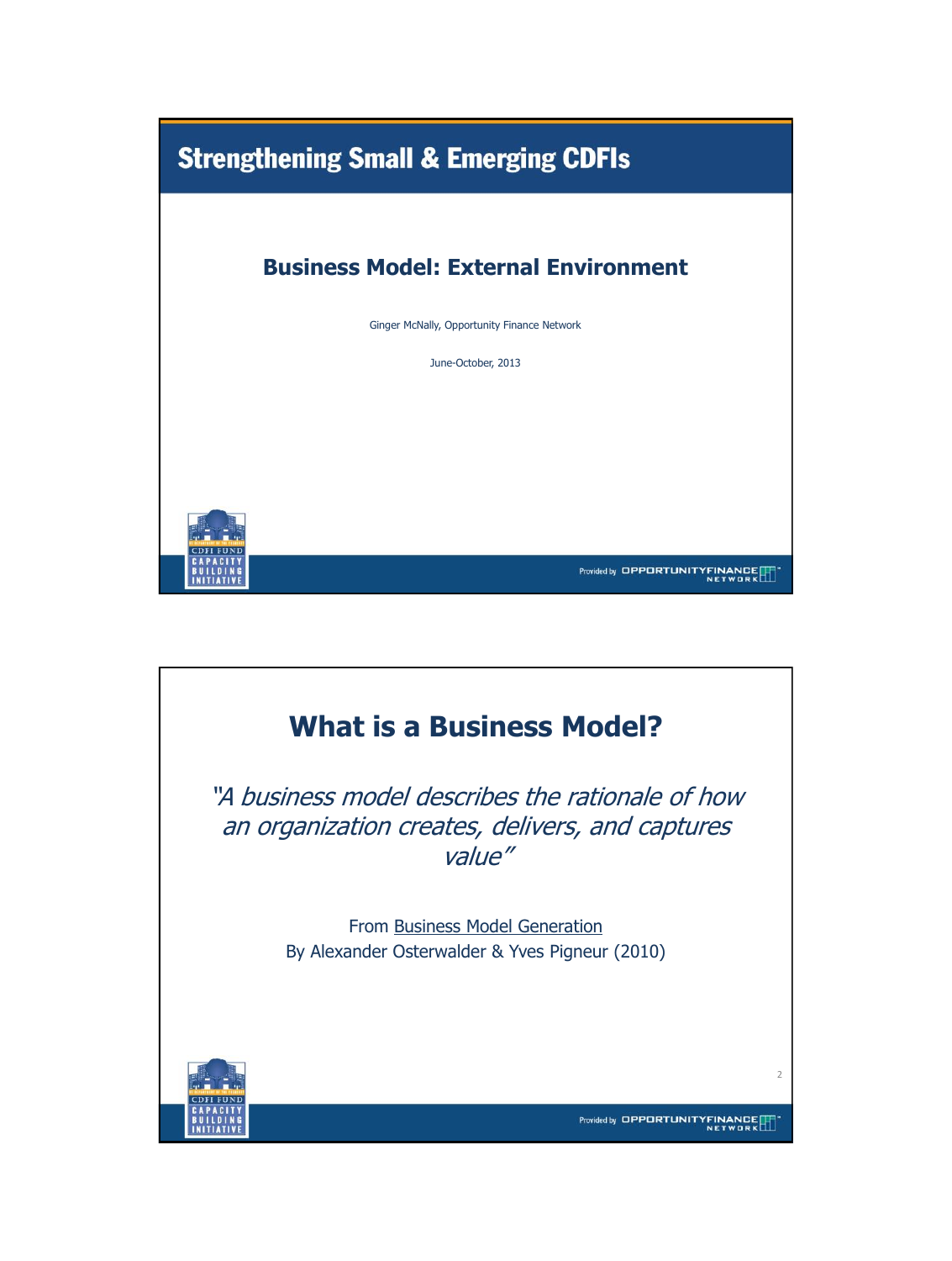# Strengthening Small & Emerging CDFIs

## Business Model: External Environment

Ginger McNally, Opportunity Finance Network

June-October, 2013

---

## What is a Business Model?

*"A business model describes the rationale of how an organization creates, delivers, and captures value"*

From <u>Business Model Generation</u>
By Alexander Osterwalder & Yves Pigneur (2010)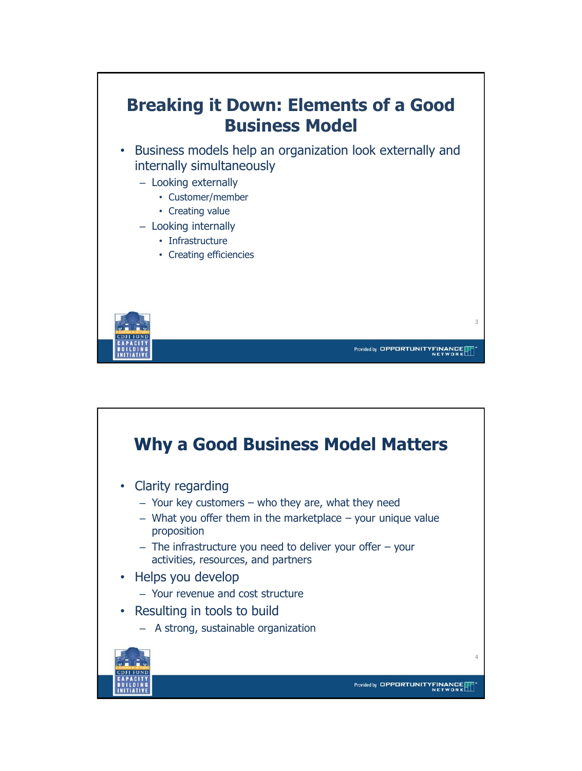## Breaking it Down: Elements of a Good Business Model

- Business models help an organization look externally and internally simultaneously
  - Looking externally
    - Customer/member
    - Creating value
  - Looking internally
    - Infrastructure
    - Creating efficiencies

## Why a Good Business Model Matters

- Clarity regarding
  - Your key customers – who they are, what they need
  - What you offer them in the marketplace – your unique value proposition
  - The infrastructure you need to deliver your offer – your activities, resources, and partners
- Helps you develop
  - Your revenue and cost structure
- Resulting in tools to build
  - A strong, sustainable organization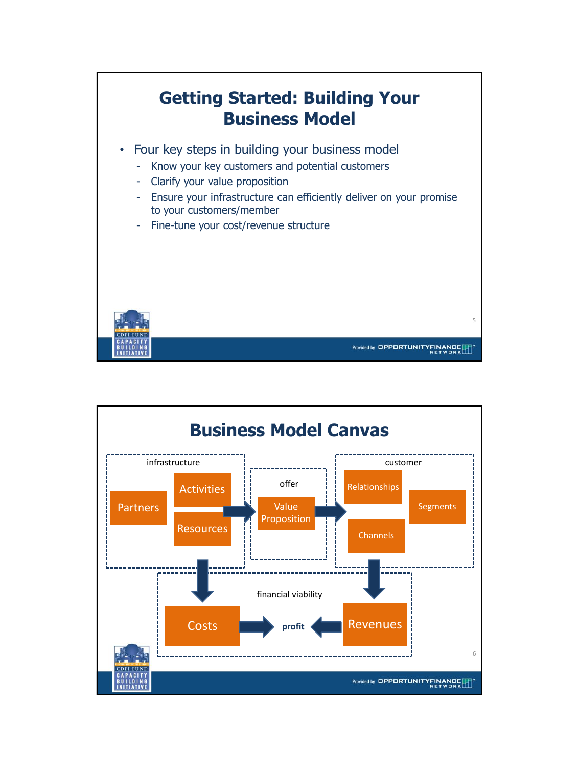# Getting Started: Building Your Business Model

- Four key steps in building your business model
  - Know your key customers and potential customers
  - Clarify your value proposition
  - Ensure your infrastructure can efficiently deliver on your promise to your customers/member
  - Fine-tune your cost/revenue structure

# Business Model Canvas

infrastructure

- Partners
- Activities
- Resources

offer

- Value Proposition

customer

- Relationships
- Segments
- Channels

financial viability

- Costs → profit ← Revenues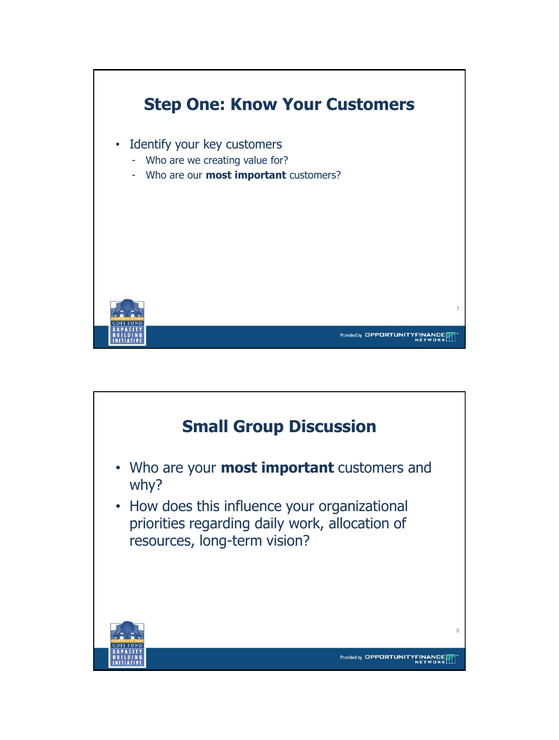## Step One: Know Your Customers

- Identify your key customers
  - Who are we creating value for?
  - Who are our **most important** customers?

## Small Group Discussion

- Who are your **most important** customers and why?
- How does this influence your organizational priorities regarding daily work, allocation of resources, long-term vision?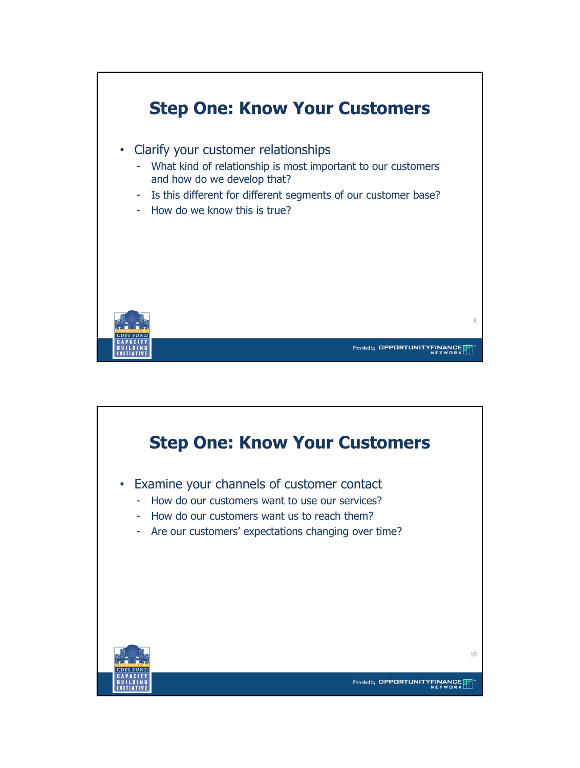## Step One: Know Your Customers

- Clarify your customer relationships
  - What kind of relationship is most important to our customers and how do we develop that?
  - Is this different for different segments of our customer base?
  - How do we know this is true?

## Step One: Know Your Customers

- Examine your channels of customer contact
  - How do our customers want to use our services?
  - How do our customers want us to reach them?
  - Are our customers' expectations changing over time?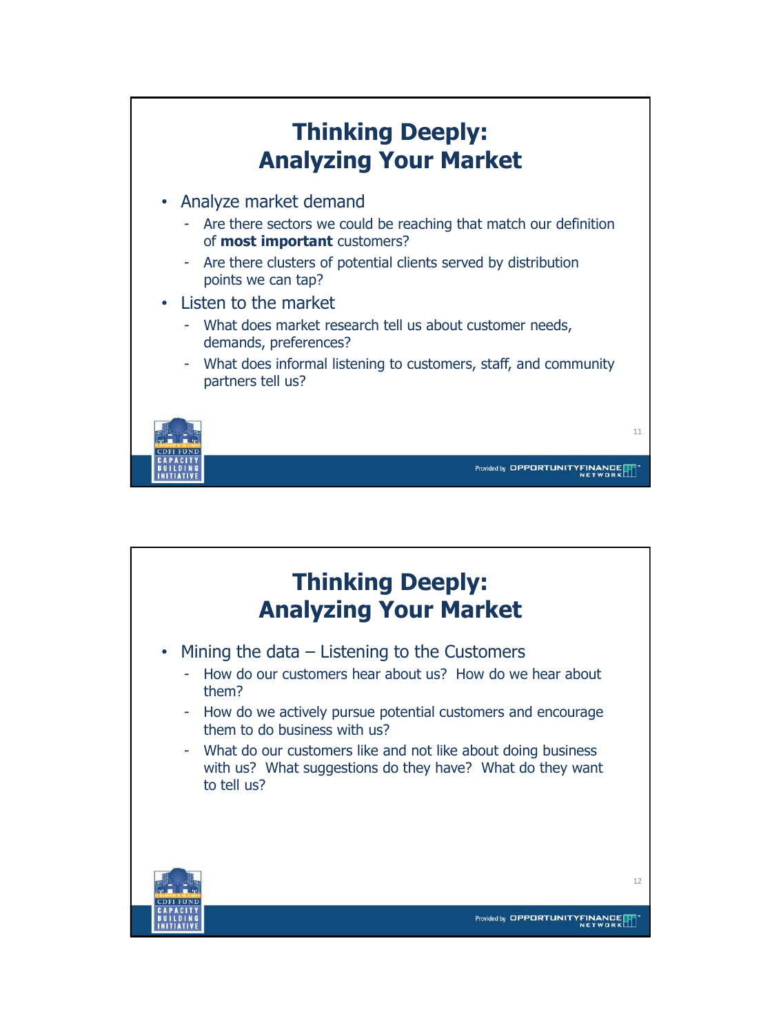# Thinking Deeply: Analyzing Your Market

- Analyze market demand
  - Are there sectors we could be reaching that match our definition of **most important** customers?
  - Are there clusters of potential clients served by distribution points we can tap?
- Listen to the market
  - What does market research tell us about customer needs, demands, preferences?
  - What does informal listening to customers, staff, and community partners tell us?

# Thinking Deeply: Analyzing Your Market

- Mining the data – Listening to the Customers
  - How do our customers hear about us? How do we hear about them?
  - How do we actively pursue potential customers and encourage them to do business with us?
  - What do our customers like and not like about doing business with us? What suggestions do they have? What do they want to tell us?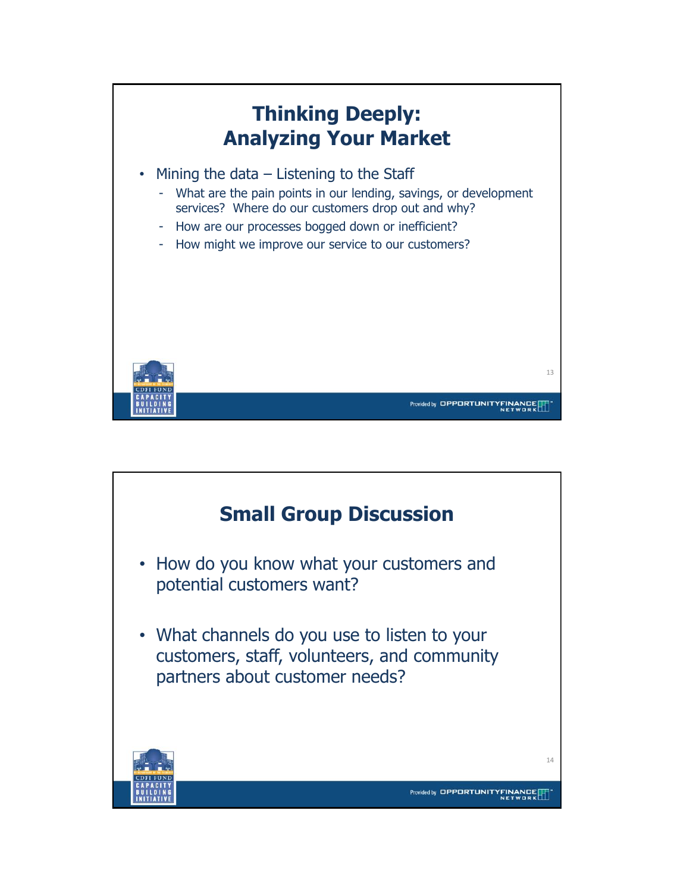# Thinking Deeply: Analyzing Your Market

- Mining the data – Listening to the Staff
  - What are the pain points in our lending, savings, or development services? Where do our customers drop out and why?
  - How are our processes bogged down or inefficient?
  - How might we improve our service to our customers?

# Small Group Discussion

- How do you know what your customers and potential customers want?
- What channels do you use to listen to your customers, staff, volunteers, and community partners about customer needs?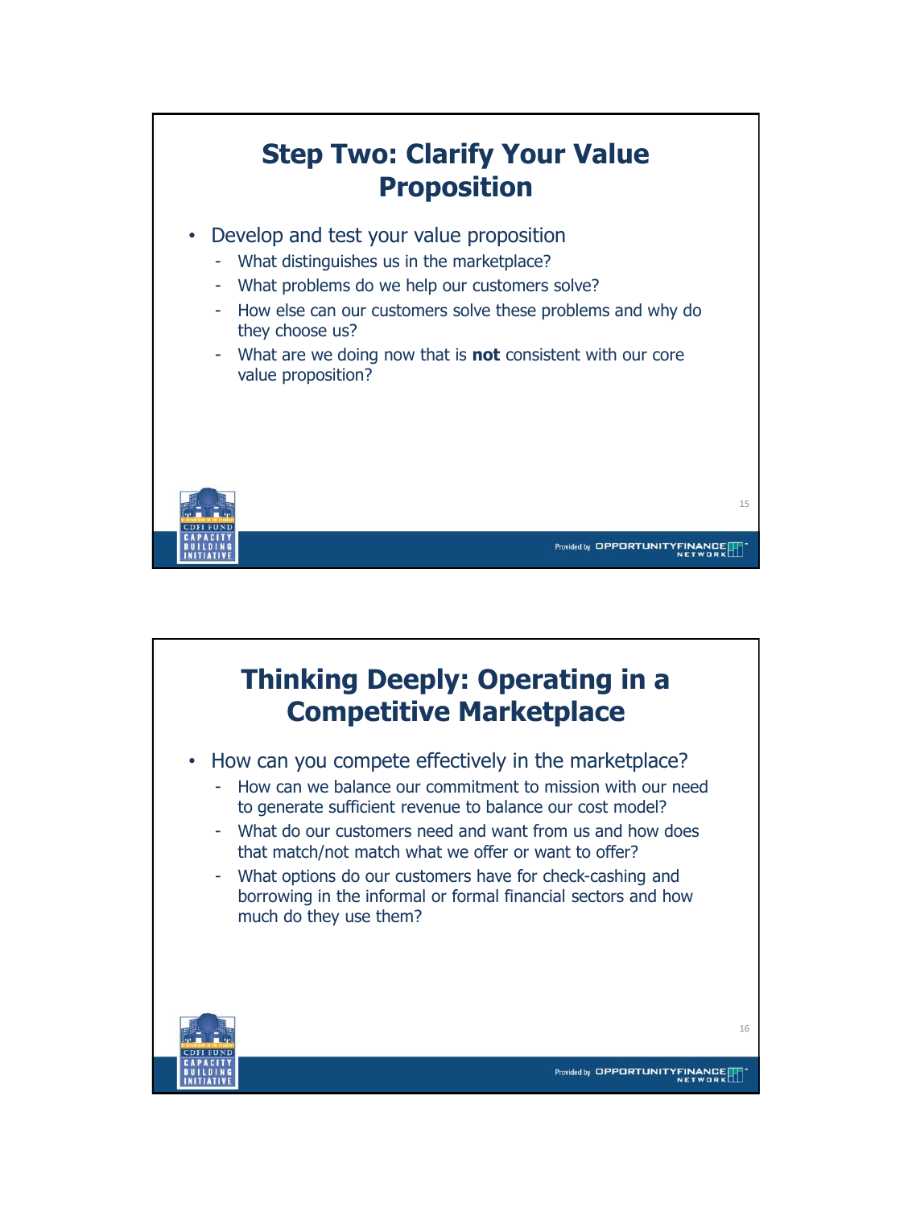## Step Two: Clarify Your Value Proposition

- Develop and test your value proposition
  - What distinguishes us in the marketplace?
  - What problems do we help our customers solve?
  - How else can our customers solve these problems and why do they choose us?
  - What are we doing now that is **not** consistent with our core value proposition?

## Thinking Deeply: Operating in a Competitive Marketplace

- How can you compete effectively in the marketplace?
  - How can we balance our commitment to mission with our need to generate sufficient revenue to balance our cost model?
  - What do our customers need and want from us and how does that match/not match what we offer or want to offer?
  - What options do our customers have for check-cashing and borrowing in the informal or formal financial sectors and how much do they use them?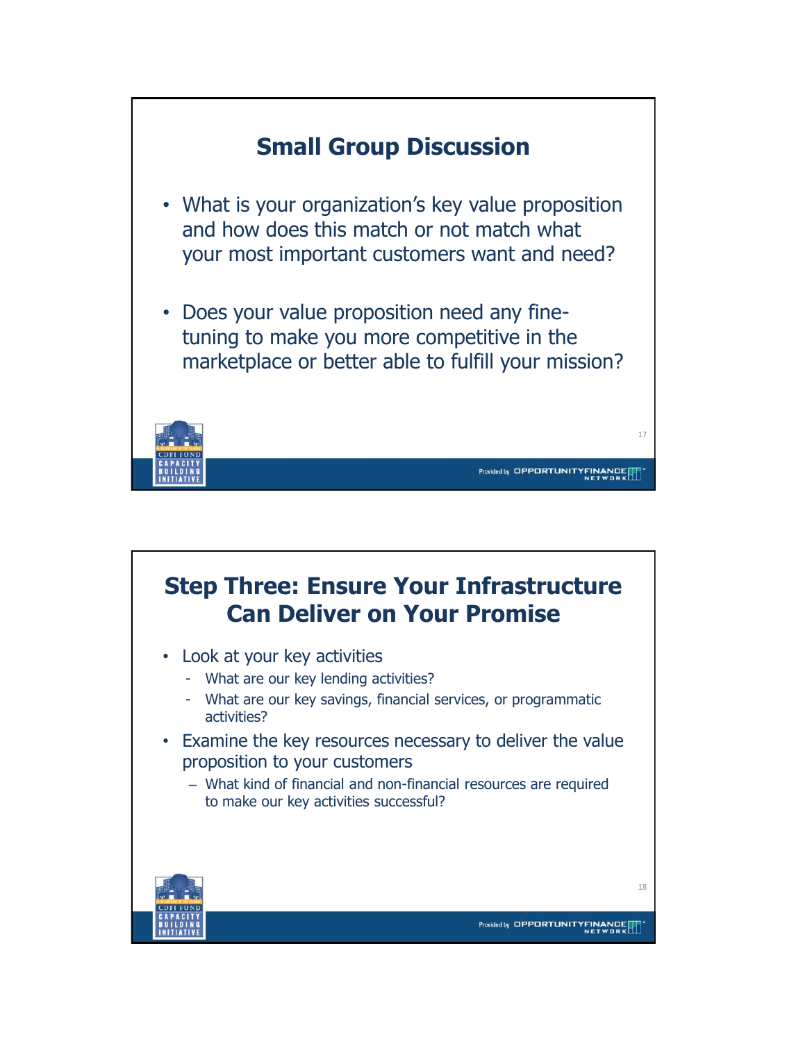## Small Group Discussion

- What is your organization's key value proposition and how does this match or not match what your most important customers want and need?
- Does your value proposition need any fine-tuning to make you more competitive in the marketplace or better able to fulfill your mission?

## Step Three: Ensure Your Infrastructure Can Deliver on Your Promise

- Look at your key activities
  - What are our key lending activities?
  - What are our key savings, financial services, or programmatic activities?
- Examine the key resources necessary to deliver the value proposition to your customers
  - What kind of financial and non-financial resources are required to make our key activities successful?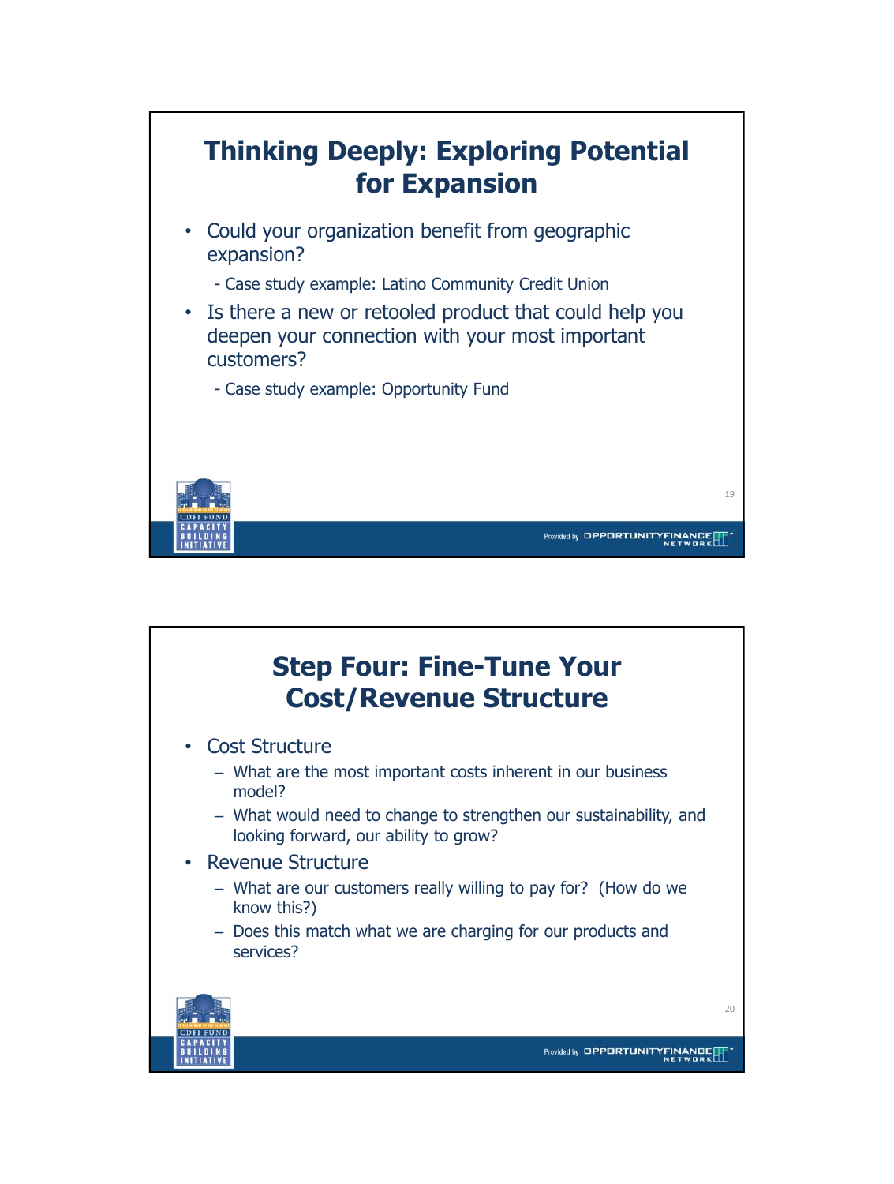## Thinking Deeply: Exploring Potential for Expansion

- Could your organization benefit from geographic expansion?
  - Case study example: Latino Community Credit Union
- Is there a new or retooled product that could help you deepen your connection with your most important customers?
  - Case study example: Opportunity Fund

## Step Four: Fine-Tune Your Cost/Revenue Structure

- Cost Structure
  - What are the most important costs inherent in our business model?
  - What would need to change to strengthen our sustainability, and looking forward, our ability to grow?
- Revenue Structure
  - What are our customers really willing to pay for? (How do we know this?)
  - Does this match what we are charging for our products and services?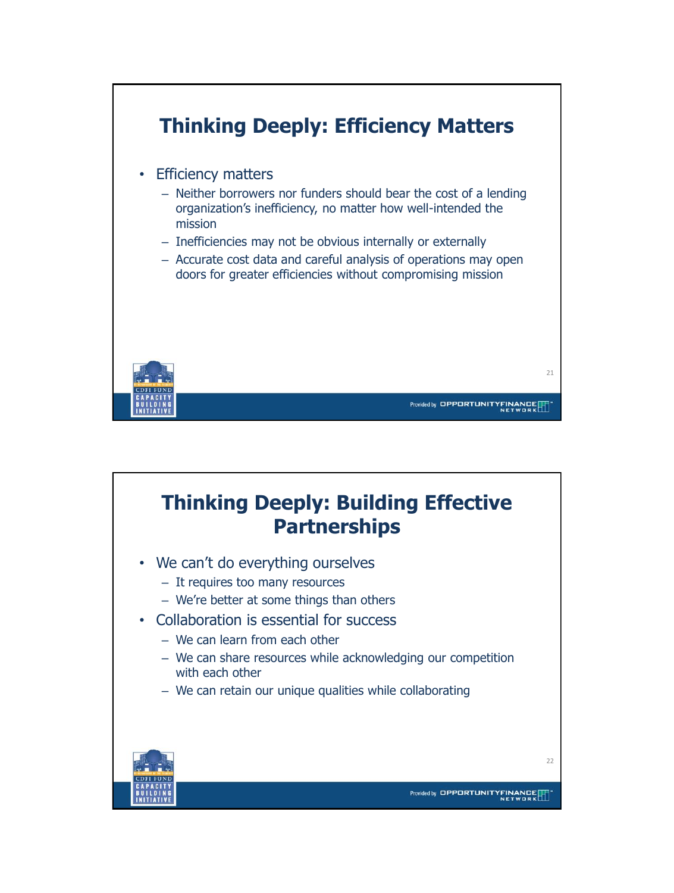## Thinking Deeply: Efficiency Matters

- Efficiency matters
  - Neither borrowers nor funders should bear the cost of a lending organization's inefficiency, no matter how well-intended the mission
  - Inefficiencies may not be obvious internally or externally
  - Accurate cost data and careful analysis of operations may open doors for greater efficiencies without compromising mission

## Thinking Deeply: Building Effective Partnerships

- We can't do everything ourselves
  - It requires too many resources
  - We're better at some things than others
- Collaboration is essential for success
  - We can learn from each other
  - We can share resources while acknowledging our competition with each other
  - We can retain our unique qualities while collaborating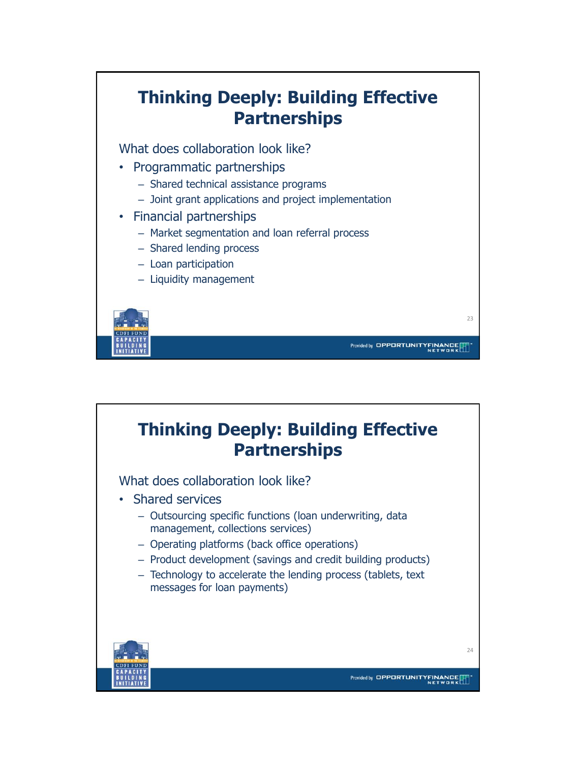# Thinking Deeply: Building Effective Partnerships

What does collaboration look like?

- Programmatic partnerships
  - Shared technical assistance programs
  - Joint grant applications and project implementation
- Financial partnerships
  - Market segmentation and loan referral process
  - Shared lending process
  - Loan participation
  - Liquidity management

# Thinking Deeply: Building Effective Partnerships

What does collaboration look like?

- Shared services
  - Outsourcing specific functions (loan underwriting, data management, collections services)
  - Operating platforms (back office operations)
  - Product development (savings and credit building products)
  - Technology to accelerate the lending process (tablets, text messages for loan payments)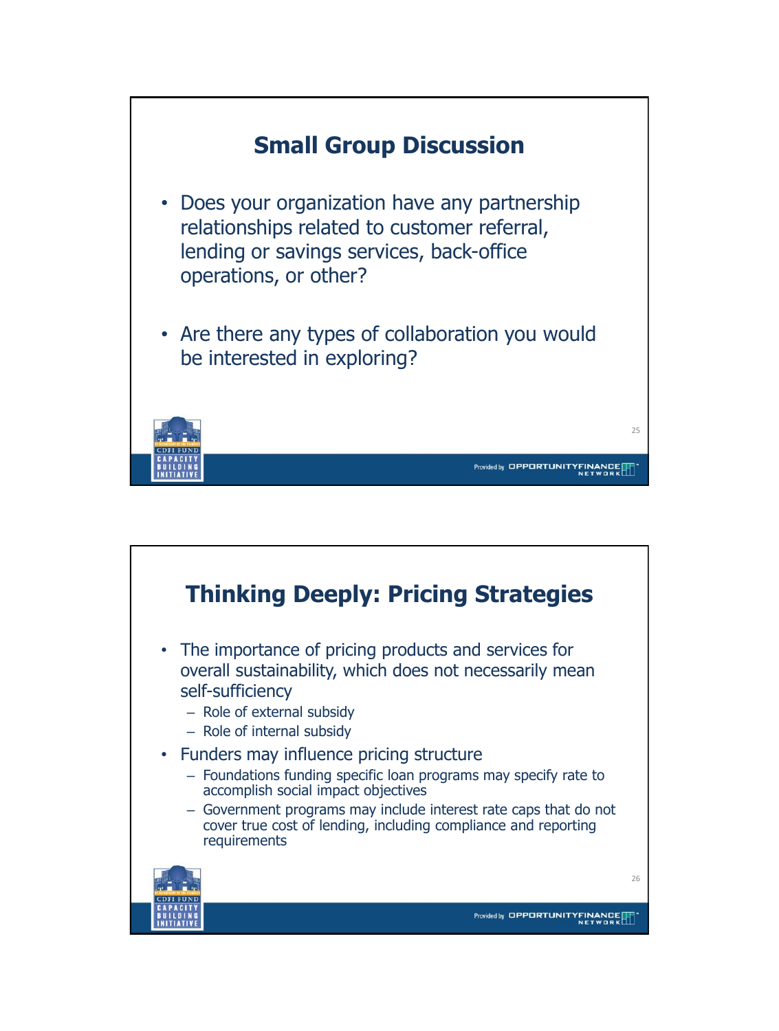## Small Group Discussion

- Does your organization have any partnership relationships related to customer referral, lending or savings services, back-office operations, or other?
- Are there any types of collaboration you would be interested in exploring?

## Thinking Deeply: Pricing Strategies

- The importance of pricing products and services for overall sustainability, which does not necessarily mean self-sufficiency
  - Role of external subsidy
  - Role of internal subsidy
- Funders may influence pricing structure
  - Foundations funding specific loan programs may specify rate to accomplish social impact objectives
  - Government programs may include interest rate caps that do not cover true cost of lending, including compliance and reporting requirements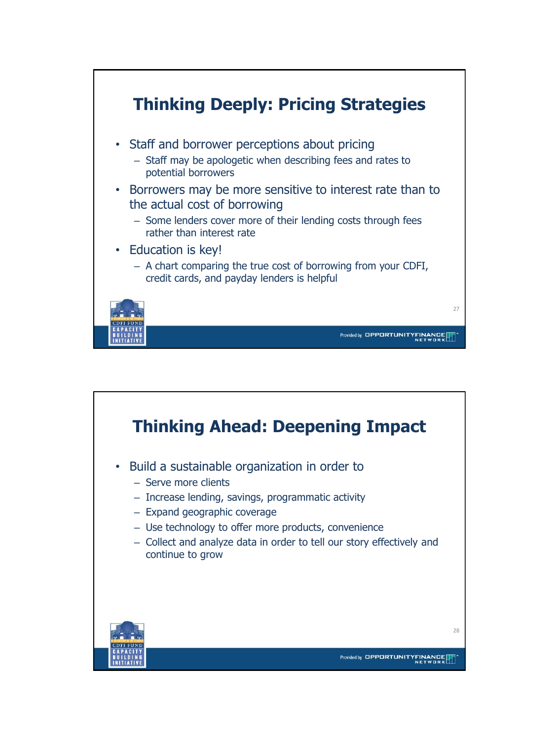## Thinking Deeply: Pricing Strategies

- Staff and borrower perceptions about pricing
  - Staff may be apologetic when describing fees and rates to potential borrowers
- Borrowers may be more sensitive to interest rate than to the actual cost of borrowing
  - Some lenders cover more of their lending costs through fees rather than interest rate
- Education is key!
  - A chart comparing the true cost of borrowing from your CDFI, credit cards, and payday lenders is helpful

## Thinking Ahead: Deepening Impact

- Build a sustainable organization in order to
  - Serve more clients
  - Increase lending, savings, programmatic activity
  - Expand geographic coverage
  - Use technology to offer more products, convenience
  - Collect and analyze data in order to tell our story effectively and continue to grow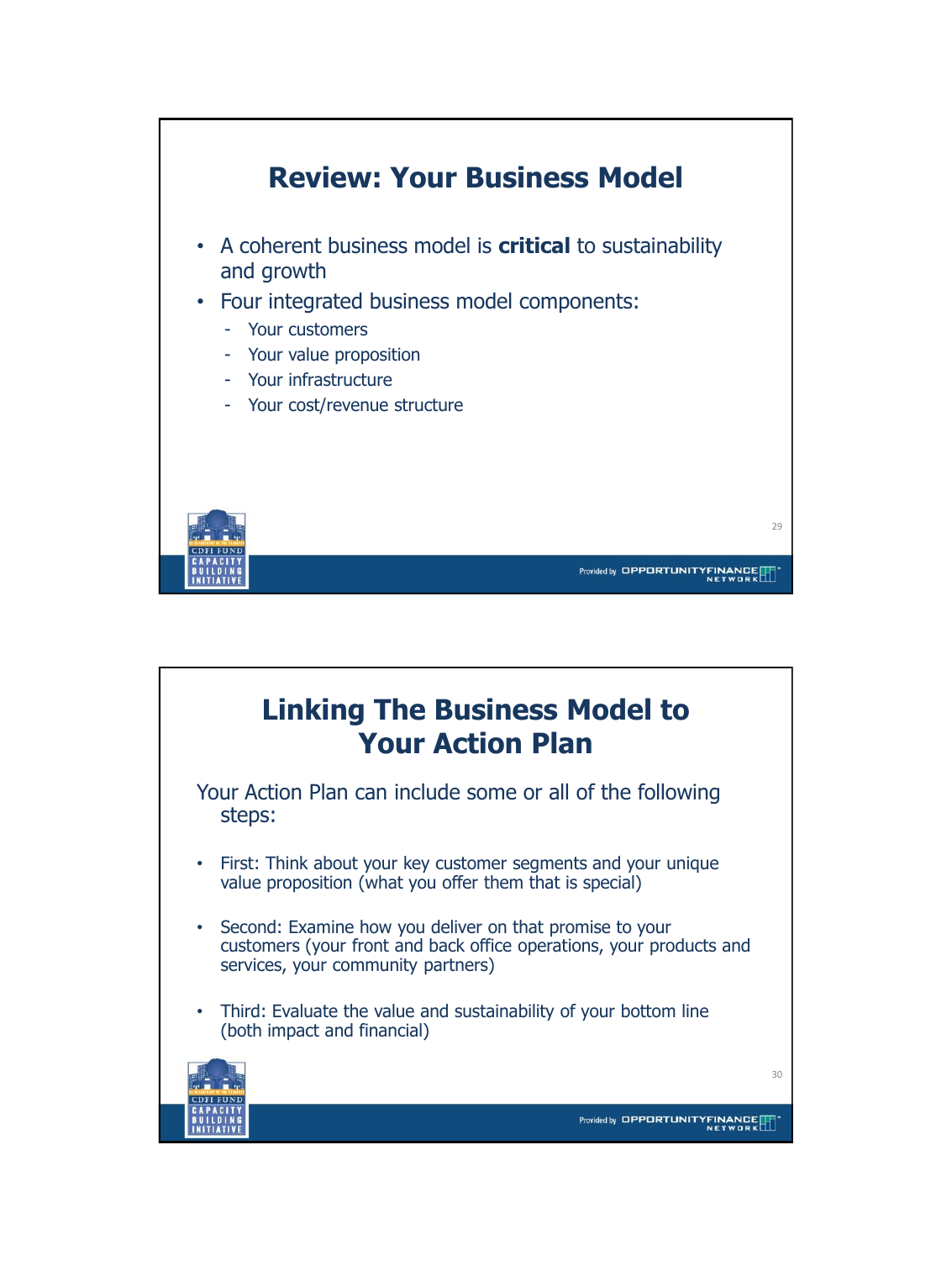## Review: Your Business Model

- A coherent business model is **critical** to sustainability and growth
- Four integrated business model components:
  - Your customers
  - Your value proposition
  - Your infrastructure
  - Your cost/revenue structure

## Linking The Business Model to Your Action Plan

Your Action Plan can include some or all of the following steps:

- First: Think about your key customer segments and your unique value proposition (what you offer them that is special)
- Second: Examine how you deliver on that promise to your customers (your front and back office operations, your products and services, your community partners)
- Third: Evaluate the value and sustainability of your bottom line (both impact and financial)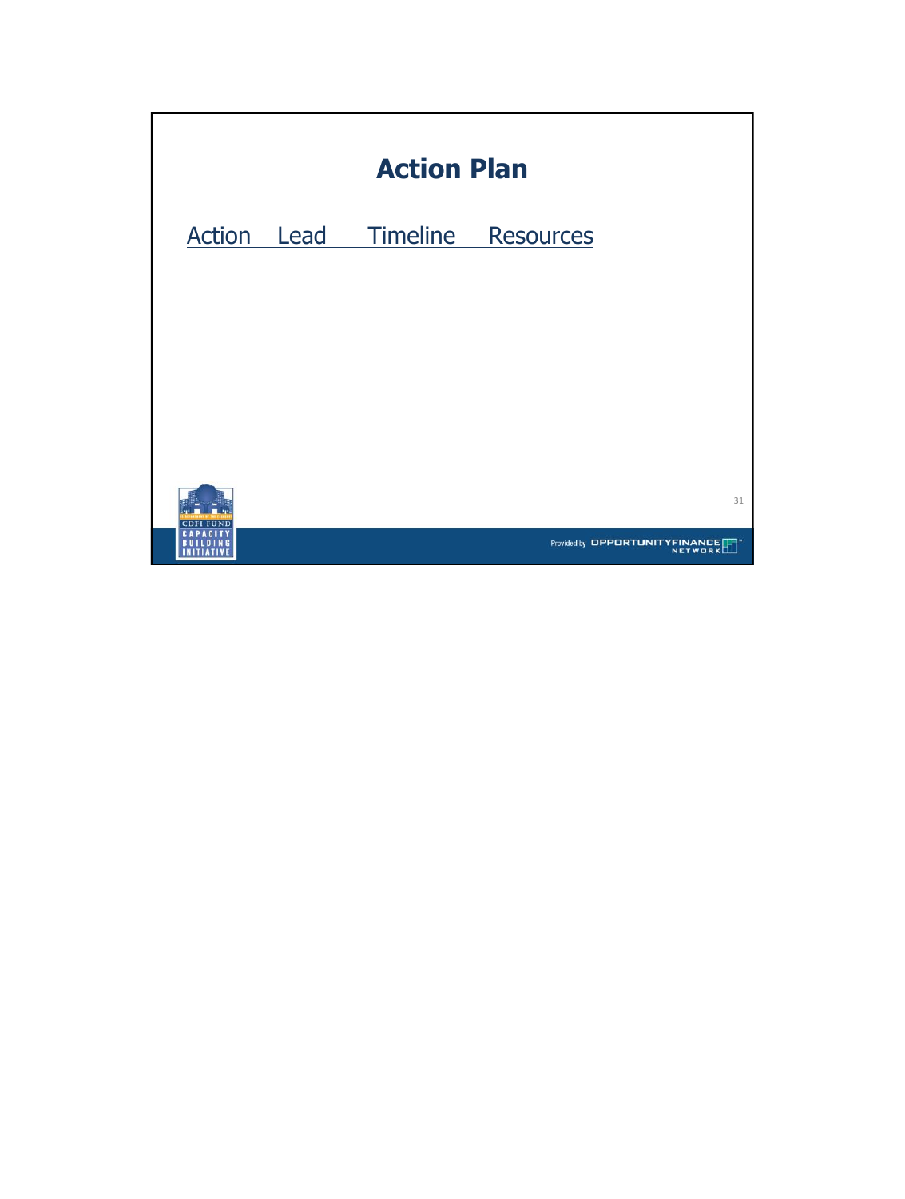# Action Plan

| Action | Lead | Timeline | Resources |
|---|---|---|---|